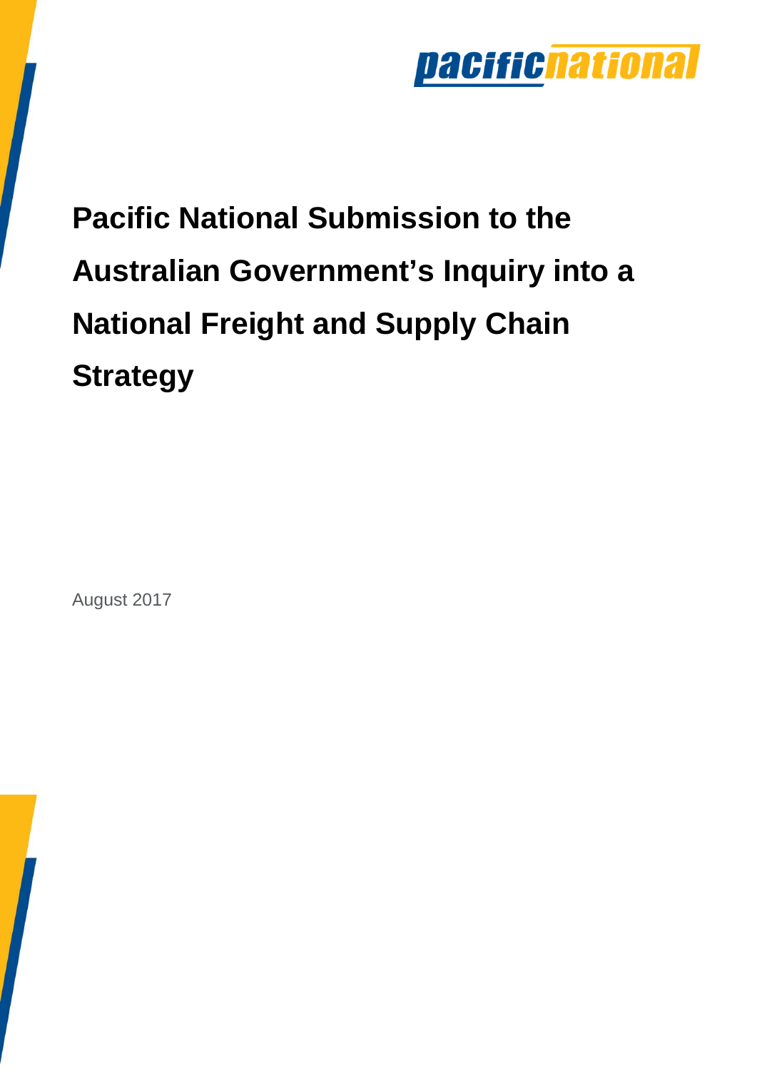pacificnational

# Pacific National Submission to the Australian Government's Inquiry into a National Freight and Supply Chain Strategy

August 2017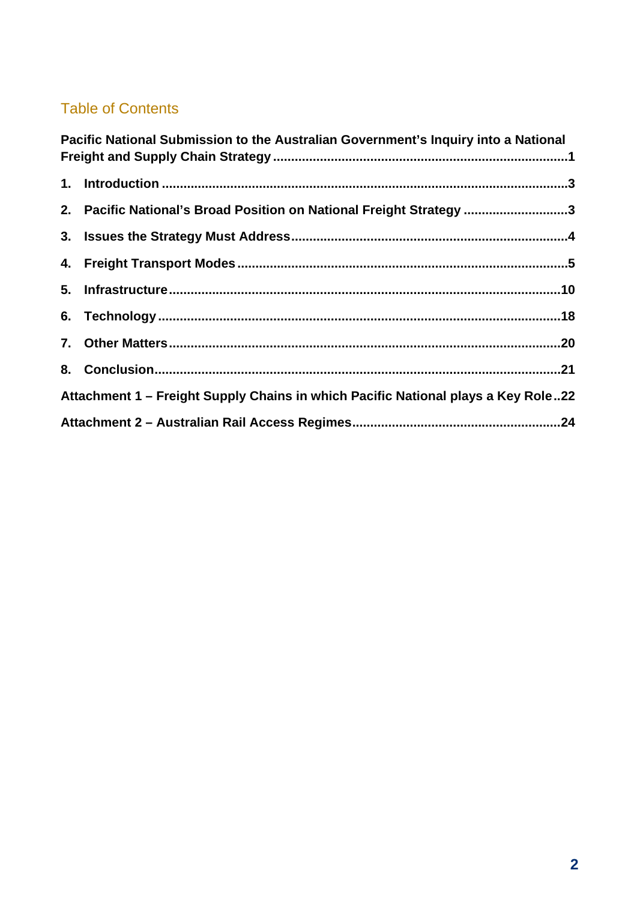## Table of Contents

**Pacific National Submission to the Australian Government's Inquiry into a National Freight and Supply Chain Strategy ....1**

**1. Introduction ....3**

**2. Pacific National's Broad Position on National Freight Strategy ....3**

**3. Issues the Strategy Must Address....4**

**4. Freight Transport Modes ....5**

**5. Infrastructure....10**

**6. Technology ....18**

**7. Other Matters....20**

**8. Conclusion....21**

**Attachment 1 – Freight Supply Chains in which Pacific National plays a Key Role..22**

**Attachment 2 – Australian Rail Access Regimes....24**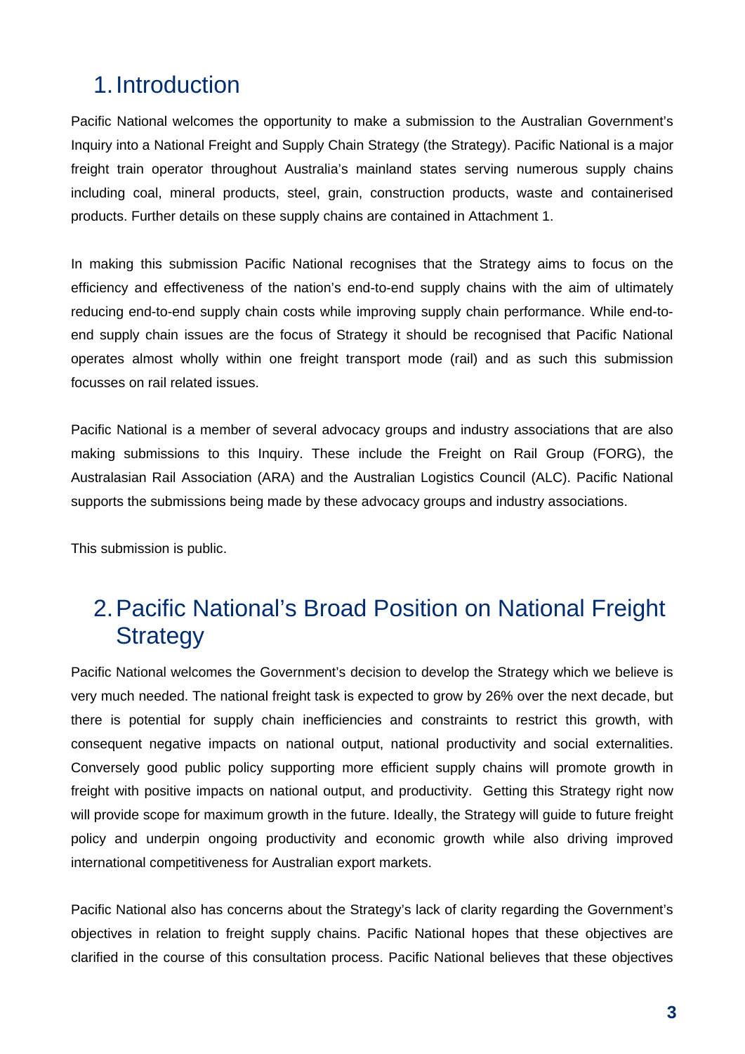# 1. Introduction

Pacific National welcomes the opportunity to make a submission to the Australian Government's Inquiry into a National Freight and Supply Chain Strategy (the Strategy). Pacific National is a major freight train operator throughout Australia's mainland states serving numerous supply chains including coal, mineral products, steel, grain, construction products, waste and containerised products. Further details on these supply chains are contained in Attachment 1.

In making this submission Pacific National recognises that the Strategy aims to focus on the efficiency and effectiveness of the nation's end-to-end supply chains with the aim of ultimately reducing end-to-end supply chain costs while improving supply chain performance. While end-to-end supply chain issues are the focus of Strategy it should be recognised that Pacific National operates almost wholly within one freight transport mode (rail) and as such this submission focusses on rail related issues.

Pacific National is a member of several advocacy groups and industry associations that are also making submissions to this Inquiry. These include the Freight on Rail Group (FORG), the Australasian Rail Association (ARA) and the Australian Logistics Council (ALC). Pacific National supports the submissions being made by these advocacy groups and industry associations.

This submission is public.

# 2. Pacific National's Broad Position on National Freight Strategy

Pacific National welcomes the Government's decision to develop the Strategy which we believe is very much needed. The national freight task is expected to grow by 26% over the next decade, but there is potential for supply chain inefficiencies and constraints to restrict this growth, with consequent negative impacts on national output, national productivity and social externalities. Conversely good public policy supporting more efficient supply chains will promote growth in freight with positive impacts on national output, and productivity. Getting this Strategy right now will provide scope for maximum growth in the future. Ideally, the Strategy will guide to future freight policy and underpin ongoing productivity and economic growth while also driving improved international competitiveness for Australian export markets.

Pacific National also has concerns about the Strategy's lack of clarity regarding the Government's objectives in relation to freight supply chains. Pacific National hopes that these objectives are clarified in the course of this consultation process. Pacific National believes that these objectives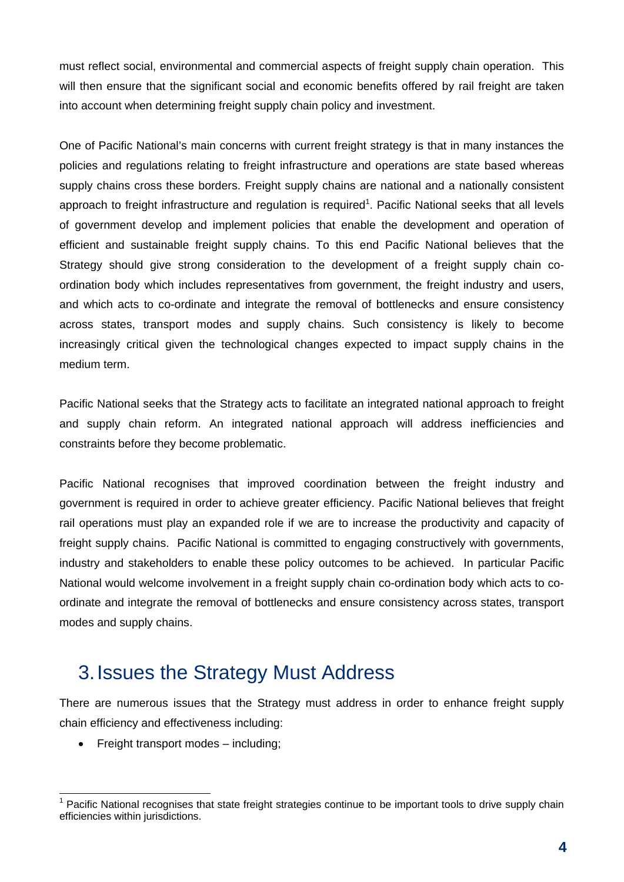must reflect social, environmental and commercial aspects of freight supply chain operation. This will then ensure that the significant social and economic benefits offered by rail freight are taken into account when determining freight supply chain policy and investment.

One of Pacific National's main concerns with current freight strategy is that in many instances the policies and regulations relating to freight infrastructure and operations are state based whereas supply chains cross these borders. Freight supply chains are national and a nationally consistent approach to freight infrastructure and regulation is required[1]. Pacific National seeks that all levels of government develop and implement policies that enable the development and operation of efficient and sustainable freight supply chains. To this end Pacific National believes that the Strategy should give strong consideration to the development of a freight supply chain co-ordination body which includes representatives from government, the freight industry and users, and which acts to co-ordinate and integrate the removal of bottlenecks and ensure consistency across states, transport modes and supply chains. Such consistency is likely to become increasingly critical given the technological changes expected to impact supply chains in the medium term.

Pacific National seeks that the Strategy acts to facilitate an integrated national approach to freight and supply chain reform. An integrated national approach will address inefficiencies and constraints before they become problematic.

Pacific National recognises that improved coordination between the freight industry and government is required in order to achieve greater efficiency. Pacific National believes that freight rail operations must play an expanded role if we are to increase the productivity and capacity of freight supply chains. Pacific National is committed to engaging constructively with governments, industry and stakeholders to enable these policy outcomes to be achieved. In particular Pacific National would welcome involvement in a freight supply chain co-ordination body which acts to co-ordinate and integrate the removal of bottlenecks and ensure consistency across states, transport modes and supply chains.

## 3. Issues the Strategy Must Address

There are numerous issues that the Strategy must address in order to enhance freight supply chain efficiency and effectiveness including:

- Freight transport modes – including;

[1] Pacific National recognises that state freight strategies continue to be important tools to drive supply chain efficiencies within jurisdictions.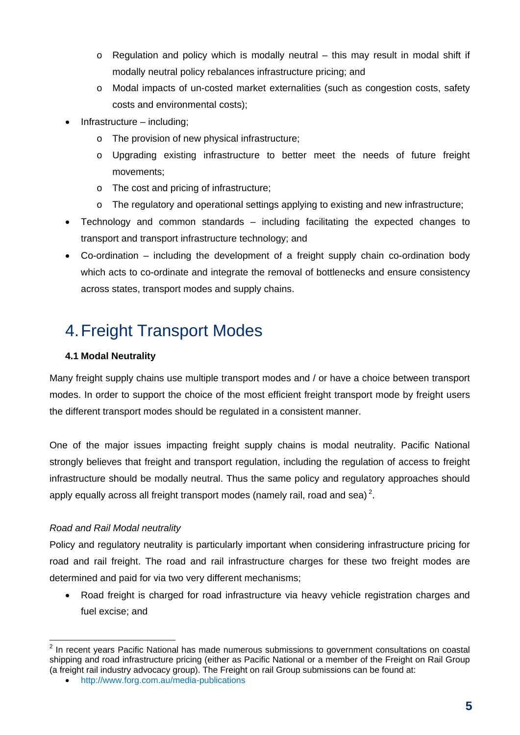- Regulation and policy which is modally neutral – this may result in modal shift if modally neutral policy rebalances infrastructure pricing; and
    - Modal impacts of un-costed market externalities (such as congestion costs, safety costs and environmental costs);
- Infrastructure – including;
    - The provision of new physical infrastructure;
    - Upgrading existing infrastructure to better meet the needs of future freight movements;
    - The cost and pricing of infrastructure;
    - The regulatory and operational settings applying to existing and new infrastructure;
- Technology and common standards – including facilitating the expected changes to transport and transport infrastructure technology; and
- Co-ordination – including the development of a freight supply chain co-ordination body which acts to co-ordinate and integrate the removal of bottlenecks and ensure consistency across states, transport modes and supply chains.

# 4. Freight Transport Modes

### 4.1 Modal Neutrality

Many freight supply chains use multiple transport modes and / or have a choice between transport modes. In order to support the choice of the most efficient freight transport mode by freight users the different transport modes should be regulated in a consistent manner.

One of the major issues impacting freight supply chains is modal neutrality. Pacific National strongly believes that freight and transport regulation, including the regulation of access to freight infrastructure should be modally neutral. Thus the same policy and regulatory approaches should apply equally across all freight transport modes (namely rail, road and sea) [2].

*Road and Rail Modal neutrality*

Policy and regulatory neutrality is particularly important when considering infrastructure pricing for road and rail freight. The road and rail infrastructure charges for these two freight modes are determined and paid for via two very different mechanisms;

- Road freight is charged for road infrastructure via heavy vehicle registration charges and fuel excise; and

---

[2] In recent years Pacific National has made numerous submissions to government consultations on coastal shipping and road infrastructure pricing (either as Pacific National or a member of the Freight on Rail Group (a freight rail industry advocacy group). The Freight on rail Group submissions can be found at:

- http://www.forg.com.au/media-publications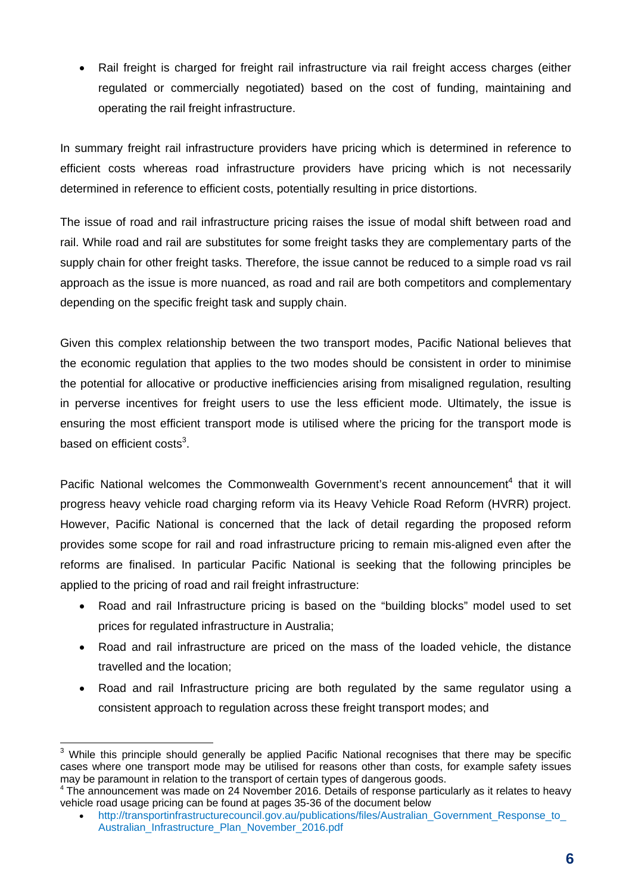- Rail freight is charged for freight rail infrastructure via rail freight access charges (either regulated or commercially negotiated) based on the cost of funding, maintaining and operating the rail freight infrastructure.

In summary freight rail infrastructure providers have pricing which is determined in reference to efficient costs whereas road infrastructure providers have pricing which is not necessarily determined in reference to efficient costs, potentially resulting in price distortions.

The issue of road and rail infrastructure pricing raises the issue of modal shift between road and rail. While road and rail are substitutes for some freight tasks they are complementary parts of the supply chain for other freight tasks. Therefore, the issue cannot be reduced to a simple road vs rail approach as the issue is more nuanced, as road and rail are both competitors and complementary depending on the specific freight task and supply chain.

Given this complex relationship between the two transport modes, Pacific National believes that the economic regulation that applies to the two modes should be consistent in order to minimise the potential for allocative or productive inefficiencies arising from misaligned regulation, resulting in perverse incentives for freight users to use the less efficient mode. Ultimately, the issue is ensuring the most efficient transport mode is utilised where the pricing for the transport mode is based on efficient costs[3].

Pacific National welcomes the Commonwealth Government's recent announcement[4] that it will progress heavy vehicle road charging reform via its Heavy Vehicle Road Reform (HVRR) project. However, Pacific National is concerned that the lack of detail regarding the proposed reform provides some scope for rail and road infrastructure pricing to remain mis-aligned even after the reforms are finalised. In particular Pacific National is seeking that the following principles be applied to the pricing of road and rail freight infrastructure:

- Road and rail Infrastructure pricing is based on the "building blocks" model used to set prices for regulated infrastructure in Australia;
- Road and rail infrastructure are priced on the mass of the loaded vehicle, the distance travelled and the location;
- Road and rail Infrastructure pricing are both regulated by the same regulator using a consistent approach to regulation across these freight transport modes; and

---

[3] While this principle should generally be applied Pacific National recognises that there may be specific cases where one transport mode may be utilised for reasons other than costs, for example safety issues may be paramount in relation to the transport of certain types of dangerous goods.

[4] The announcement was made on 24 November 2016. Details of response particularly as it relates to heavy vehicle road usage pricing can be found at pages 35-36 of the document below

- http://transportinfrastructurecouncil.gov.au/publications/files/Australian_Government_Response_to_Australian_Infrastructure_Plan_November_2016.pdf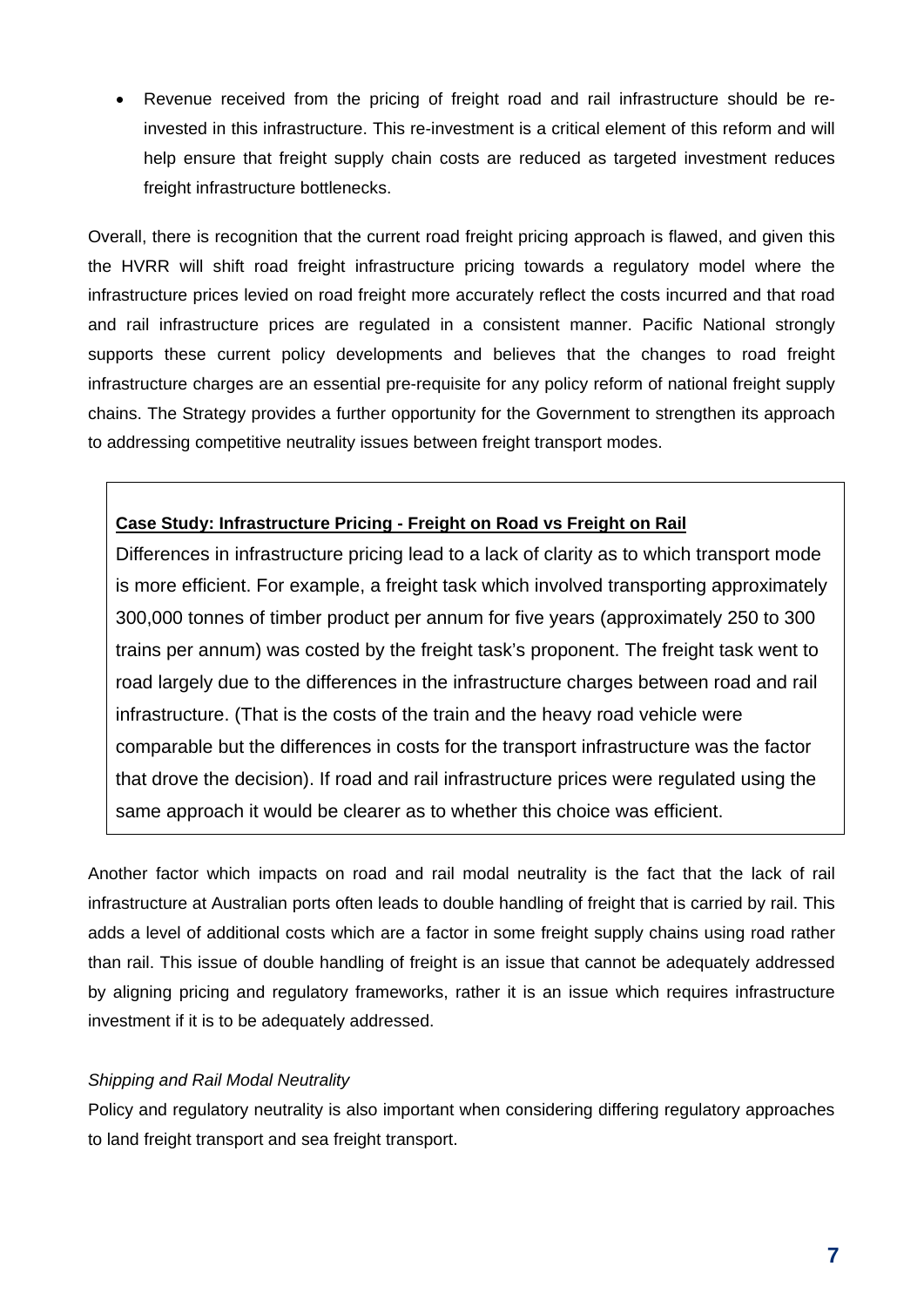- Revenue received from the pricing of freight road and rail infrastructure should be re-invested in this infrastructure. This re-investment is a critical element of this reform and will help ensure that freight supply chain costs are reduced as targeted investment reduces freight infrastructure bottlenecks.

Overall, there is recognition that the current road freight pricing approach is flawed, and given this the HVRR will shift road freight infrastructure pricing towards a regulatory model where the infrastructure prices levied on road freight more accurately reflect the costs incurred and that road and rail infrastructure prices are regulated in a consistent manner. Pacific National strongly supports these current policy developments and believes that the changes to road freight infrastructure charges are an essential pre-requisite for any policy reform of national freight supply chains. The Strategy provides a further opportunity for the Government to strengthen its approach to addressing competitive neutrality issues between freight transport modes.

**Case Study: Infrastructure Pricing - Freight on Road vs Freight on Rail**

Differences in infrastructure pricing lead to a lack of clarity as to which transport mode is more efficient. For example, a freight task which involved transporting approximately 300,000 tonnes of timber product per annum for five years (approximately 250 to 300 trains per annum) was costed by the freight task's proponent. The freight task went to road largely due to the differences in the infrastructure charges between road and rail infrastructure. (That is the costs of the train and the heavy road vehicle were comparable but the differences in costs for the transport infrastructure was the factor that drove the decision). If road and rail infrastructure prices were regulated using the same approach it would be clearer as to whether this choice was efficient.

Another factor which impacts on road and rail modal neutrality is the fact that the lack of rail infrastructure at Australian ports often leads to double handling of freight that is carried by rail. This adds a level of additional costs which are a factor in some freight supply chains using road rather than rail. This issue of double handling of freight is an issue that cannot be adequately addressed by aligning pricing and regulatory frameworks, rather it is an issue which requires infrastructure investment if it is to be adequately addressed.

*Shipping and Rail Modal Neutrality*

Policy and regulatory neutrality is also important when considering differing regulatory approaches to land freight transport and sea freight transport.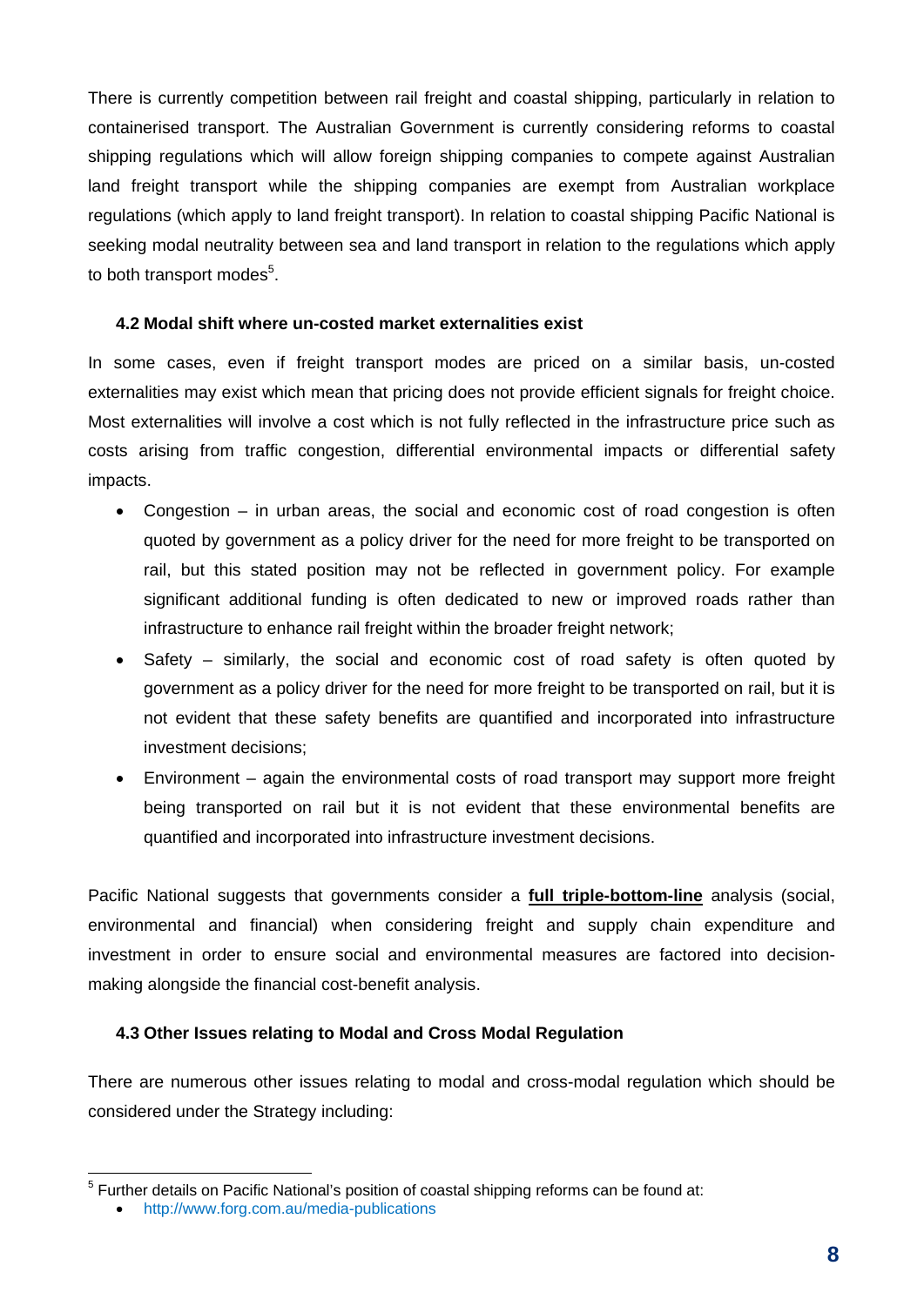There is currently competition between rail freight and coastal shipping, particularly in relation to containerised transport. The Australian Government is currently considering reforms to coastal shipping regulations which will allow foreign shipping companies to compete against Australian land freight transport while the shipping companies are exempt from Australian workplace regulations (which apply to land freight transport). In relation to coastal shipping Pacific National is seeking modal neutrality between sea and land transport in relation to the regulations which apply to both transport modes[5].

### 4.2 Modal shift where un-costed market externalities exist

In some cases, even if freight transport modes are priced on a similar basis, un-costed externalities may exist which mean that pricing does not provide efficient signals for freight choice. Most externalities will involve a cost which is not fully reflected in the infrastructure price such as costs arising from traffic congestion, differential environmental impacts or differential safety impacts.

- Congestion – in urban areas, the social and economic cost of road congestion is often quoted by government as a policy driver for the need for more freight to be transported on rail, but this stated position may not be reflected in government policy. For example significant additional funding is often dedicated to new or improved roads rather than infrastructure to enhance rail freight within the broader freight network;
- Safety – similarly, the social and economic cost of road safety is often quoted by government as a policy driver for the need for more freight to be transported on rail, but it is not evident that these safety benefits are quantified and incorporated into infrastructure investment decisions;
- Environment – again the environmental costs of road transport may support more freight being transported on rail but it is not evident that these environmental benefits are quantified and incorporated into infrastructure investment decisions.

Pacific National suggests that governments consider a **full triple-bottom-line** analysis (social, environmental and financial) when considering freight and supply chain expenditure and investment in order to ensure social and environmental measures are factored into decision-making alongside the financial cost-benefit analysis.

### 4.3 Other Issues relating to Modal and Cross Modal Regulation

There are numerous other issues relating to modal and cross-modal regulation which should be considered under the Strategy including:

---

[5] Further details on Pacific National's position of coastal shipping reforms can be found at:

- http://www.forg.com.au/media-publications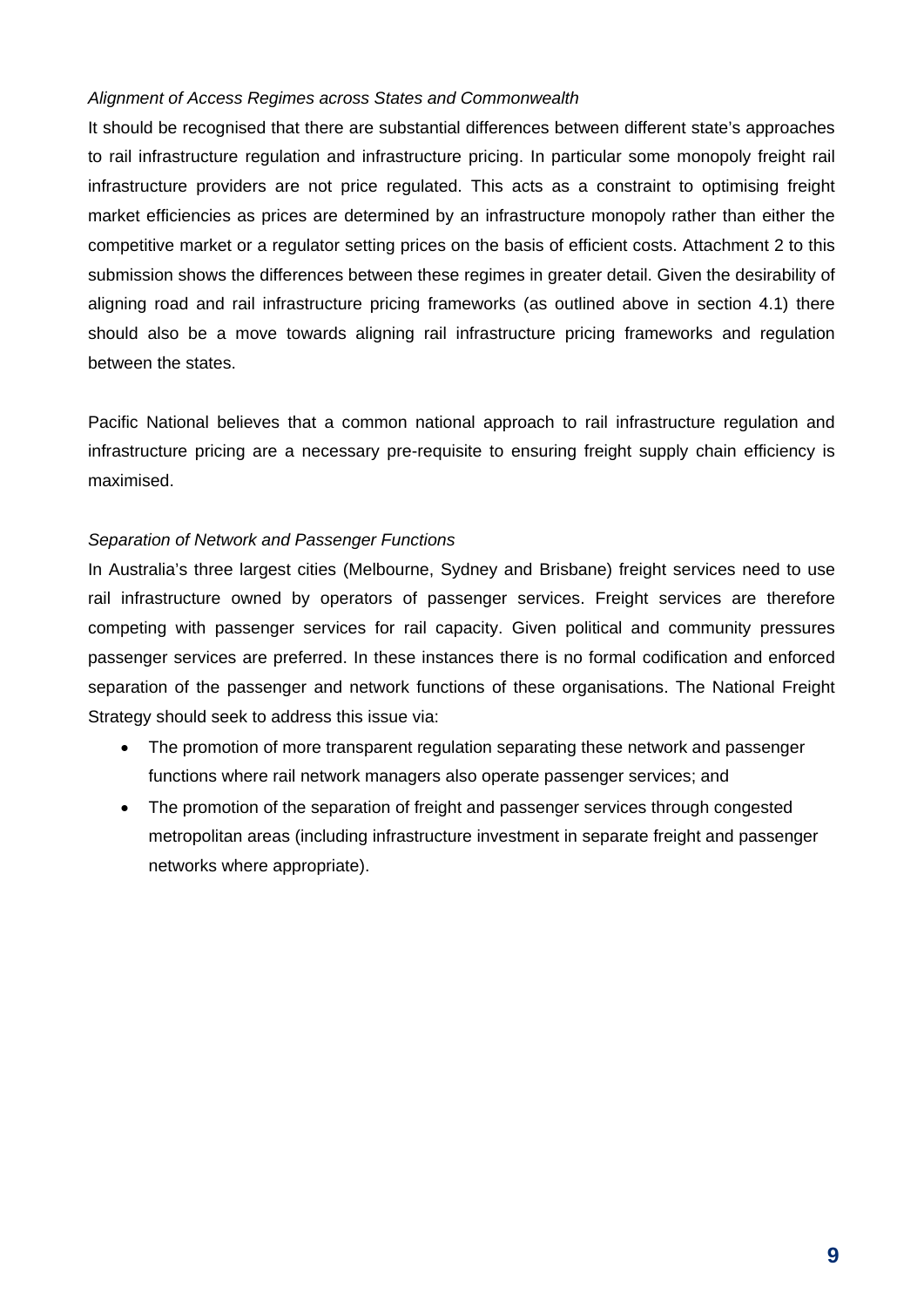*Alignment of Access Regimes across States and Commonwealth*

It should be recognised that there are substantial differences between different state's approaches to rail infrastructure regulation and infrastructure pricing. In particular some monopoly freight rail infrastructure providers are not price regulated. This acts as a constraint to optimising freight market efficiencies as prices are determined by an infrastructure monopoly rather than either the competitive market or a regulator setting prices on the basis of efficient costs. Attachment 2 to this submission shows the differences between these regimes in greater detail. Given the desirability of aligning road and rail infrastructure pricing frameworks (as outlined above in section 4.1) there should also be a move towards aligning rail infrastructure pricing frameworks and regulation between the states.

Pacific National believes that a common national approach to rail infrastructure regulation and infrastructure pricing are a necessary pre-requisite to ensuring freight supply chain efficiency is maximised.

*Separation of Network and Passenger Functions*

In Australia's three largest cities (Melbourne, Sydney and Brisbane) freight services need to use rail infrastructure owned by operators of passenger services. Freight services are therefore competing with passenger services for rail capacity. Given political and community pressures passenger services are preferred. In these instances there is no formal codification and enforced separation of the passenger and network functions of these organisations. The National Freight Strategy should seek to address this issue via:

- The promotion of more transparent regulation separating these network and passenger functions where rail network managers also operate passenger services; and
- The promotion of the separation of freight and passenger services through congested metropolitan areas (including infrastructure investment in separate freight and passenger networks where appropriate).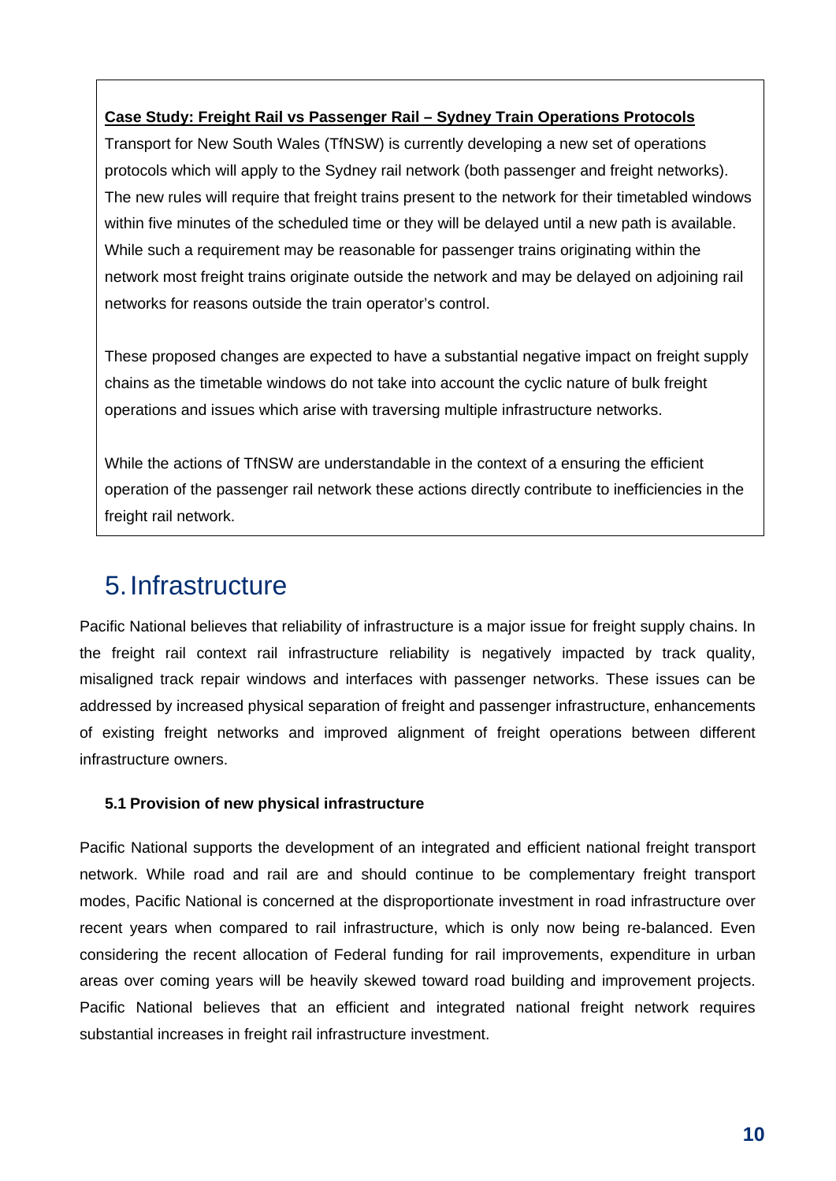**Case Study: Freight Rail vs Passenger Rail – Sydney Train Operations Protocols**

Transport for New South Wales (TfNSW) is currently developing a new set of operations protocols which will apply to the Sydney rail network (both passenger and freight networks). The new rules will require that freight trains present to the network for their timetabled windows within five minutes of the scheduled time or they will be delayed until a new path is available. While such a requirement may be reasonable for passenger trains originating within the network most freight trains originate outside the network and may be delayed on adjoining rail networks for reasons outside the train operator's control.

These proposed changes are expected to have a substantial negative impact on freight supply chains as the timetable windows do not take into account the cyclic nature of bulk freight operations and issues which arise with traversing multiple infrastructure networks.

While the actions of TfNSW are understandable in the context of a ensuring the efficient operation of the passenger rail network these actions directly contribute to inefficiencies in the freight rail network.

# 5. Infrastructure

Pacific National believes that reliability of infrastructure is a major issue for freight supply chains. In the freight rail context rail infrastructure reliability is negatively impacted by track quality, misaligned track repair windows and interfaces with passenger networks. These issues can be addressed by increased physical separation of freight and passenger infrastructure, enhancements of existing freight networks and improved alignment of freight operations between different infrastructure owners.

### 5.1 Provision of new physical infrastructure

Pacific National supports the development of an integrated and efficient national freight transport network. While road and rail are and should continue to be complementary freight transport modes, Pacific National is concerned at the disproportionate investment in road infrastructure over recent years when compared to rail infrastructure, which is only now being re-balanced. Even considering the recent allocation of Federal funding for rail improvements, expenditure in urban areas over coming years will be heavily skewed toward road building and improvement projects. Pacific National believes that an efficient and integrated national freight network requires substantial increases in freight rail infrastructure investment.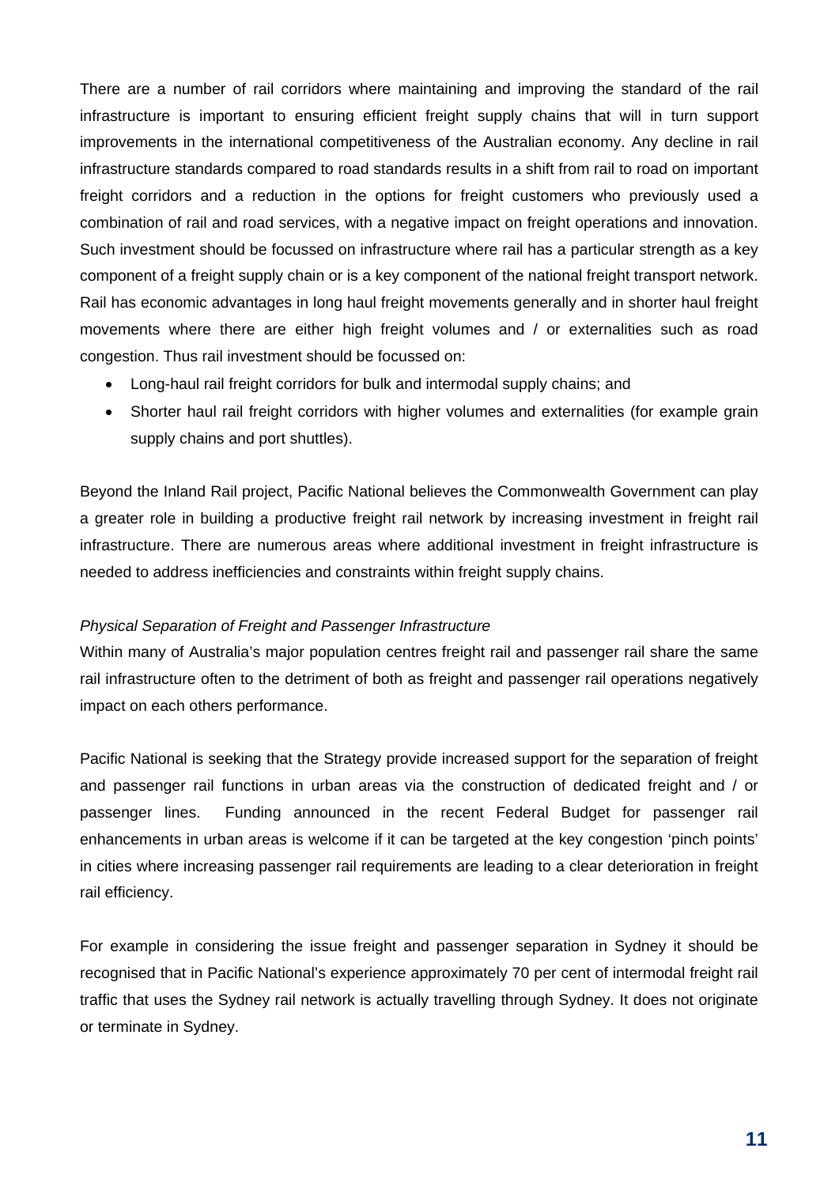There are a number of rail corridors where maintaining and improving the standard of the rail infrastructure is important to ensuring efficient freight supply chains that will in turn support improvements in the international competitiveness of the Australian economy. Any decline in rail infrastructure standards compared to road standards results in a shift from rail to road on important freight corridors and a reduction in the options for freight customers who previously used a combination of rail and road services, with a negative impact on freight operations and innovation. Such investment should be focussed on infrastructure where rail has a particular strength as a key component of a freight supply chain or is a key component of the national freight transport network. Rail has economic advantages in long haul freight movements generally and in shorter haul freight movements where there are either high freight volumes and / or externalities such as road congestion. Thus rail investment should be focussed on:

- Long-haul rail freight corridors for bulk and intermodal supply chains; and
- Shorter haul rail freight corridors with higher volumes and externalities (for example grain supply chains and port shuttles).

Beyond the Inland Rail project, Pacific National believes the Commonwealth Government can play a greater role in building a productive freight rail network by increasing investment in freight rail infrastructure. There are numerous areas where additional investment in freight infrastructure is needed to address inefficiencies and constraints within freight supply chains.

*Physical Separation of Freight and Passenger Infrastructure*

Within many of Australia's major population centres freight rail and passenger rail share the same rail infrastructure often to the detriment of both as freight and passenger rail operations negatively impact on each others performance.

Pacific National is seeking that the Strategy provide increased support for the separation of freight and passenger rail functions in urban areas via the construction of dedicated freight and / or passenger lines. Funding announced in the recent Federal Budget for passenger rail enhancements in urban areas is welcome if it can be targeted at the key congestion 'pinch points' in cities where increasing passenger rail requirements are leading to a clear deterioration in freight rail efficiency.

For example in considering the issue freight and passenger separation in Sydney it should be recognised that in Pacific National's experience approximately 70 per cent of intermodal freight rail traffic that uses the Sydney rail network is actually travelling through Sydney. It does not originate or terminate in Sydney.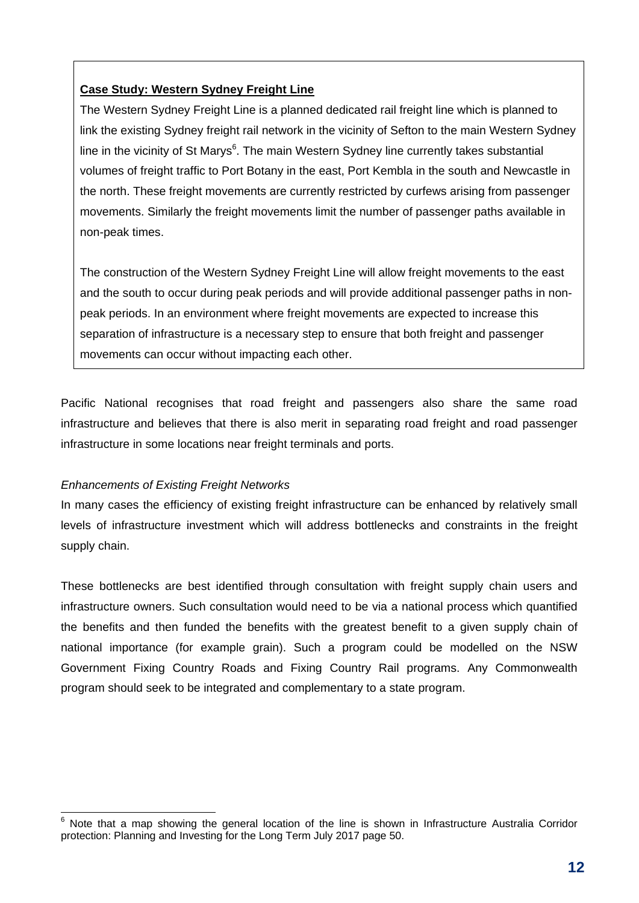**Case Study: Western Sydney Freight Line**

The Western Sydney Freight Line is a planned dedicated rail freight line which is planned to link the existing Sydney freight rail network in the vicinity of Sefton to the main Western Sydney line in the vicinity of St Marys[6]. The main Western Sydney line currently takes substantial volumes of freight traffic to Port Botany in the east, Port Kembla in the south and Newcastle in the north. These freight movements are currently restricted by curfews arising from passenger movements. Similarly the freight movements limit the number of passenger paths available in non-peak times.

The construction of the Western Sydney Freight Line will allow freight movements to the east and the south to occur during peak periods and will provide additional passenger paths in non-peak periods. In an environment where freight movements are expected to increase this separation of infrastructure is a necessary step to ensure that both freight and passenger movements can occur without impacting each other.

Pacific National recognises that road freight and passengers also share the same road infrastructure and believes that there is also merit in separating road freight and road passenger infrastructure in some locations near freight terminals and ports.

*Enhancements of Existing Freight Networks*

In many cases the efficiency of existing freight infrastructure can be enhanced by relatively small levels of infrastructure investment which will address bottlenecks and constraints in the freight supply chain.

These bottlenecks are best identified through consultation with freight supply chain users and infrastructure owners. Such consultation would need to be via a national process which quantified the benefits and then funded the benefits with the greatest benefit to a given supply chain of national importance (for example grain). Such a program could be modelled on the NSW Government Fixing Country Roads and Fixing Country Rail programs. Any Commonwealth program should seek to be integrated and complementary to a state program.

---

[6] Note that a map showing the general location of the line is shown in Infrastructure Australia Corridor protection: Planning and Investing for the Long Term July 2017 page 50.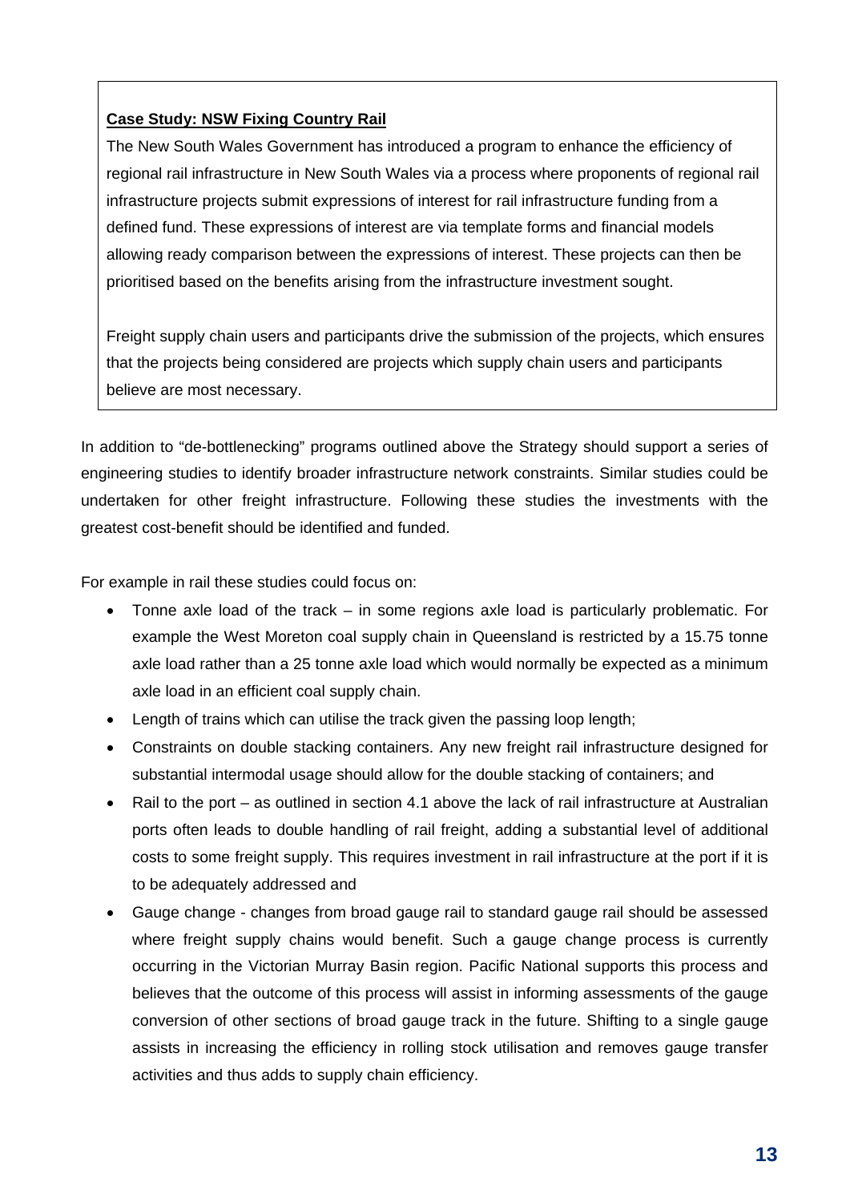**<u>Case Study: NSW Fixing Country Rail</u>**

The New South Wales Government has introduced a program to enhance the efficiency of regional rail infrastructure in New South Wales via a process where proponents of regional rail infrastructure projects submit expressions of interest for rail infrastructure funding from a defined fund. These expressions of interest are via template forms and financial models allowing ready comparison between the expressions of interest. These projects can then be prioritised based on the benefits arising from the infrastructure investment sought.

Freight supply chain users and participants drive the submission of the projects, which ensures that the projects being considered are projects which supply chain users and participants believe are most necessary.

In addition to "de-bottlenecking" programs outlined above the Strategy should support a series of engineering studies to identify broader infrastructure network constraints. Similar studies could be undertaken for other freight infrastructure. Following these studies the investments with the greatest cost-benefit should be identified and funded.

For example in rail these studies could focus on:

- Tonne axle load of the track – in some regions axle load is particularly problematic. For example the West Moreton coal supply chain in Queensland is restricted by a 15.75 tonne axle load rather than a 25 tonne axle load which would normally be expected as a minimum axle load in an efficient coal supply chain.
- Length of trains which can utilise the track given the passing loop length;
- Constraints on double stacking containers. Any new freight rail infrastructure designed for substantial intermodal usage should allow for the double stacking of containers; and
- Rail to the port – as outlined in section 4.1 above the lack of rail infrastructure at Australian ports often leads to double handling of rail freight, adding a substantial level of additional costs to some freight supply. This requires investment in rail infrastructure at the port if it is to be adequately addressed and
- Gauge change - changes from broad gauge rail to standard gauge rail should be assessed where freight supply chains would benefit. Such a gauge change process is currently occurring in the Victorian Murray Basin region. Pacific National supports this process and believes that the outcome of this process will assist in informing assessments of the gauge conversion of other sections of broad gauge track in the future. Shifting to a single gauge assists in increasing the efficiency in rolling stock utilisation and removes gauge transfer activities and thus adds to supply chain efficiency.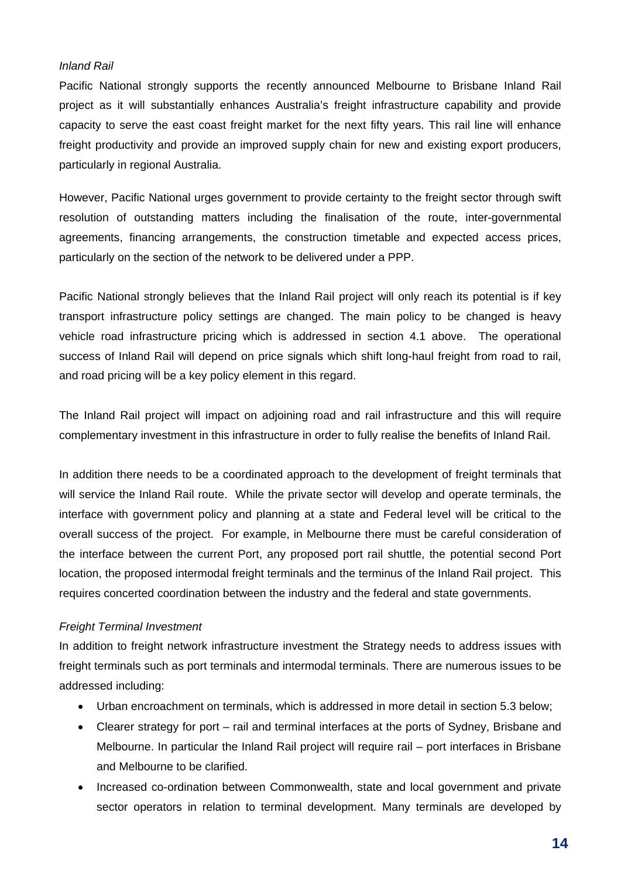*Inland Rail*

Pacific National strongly supports the recently announced Melbourne to Brisbane Inland Rail project as it will substantially enhances Australia's freight infrastructure capability and provide capacity to serve the east coast freight market for the next fifty years. This rail line will enhance freight productivity and provide an improved supply chain for new and existing export producers, particularly in regional Australia.

However, Pacific National urges government to provide certainty to the freight sector through swift resolution of outstanding matters including the finalisation of the route, inter-governmental agreements, financing arrangements, the construction timetable and expected access prices, particularly on the section of the network to be delivered under a PPP.

Pacific National strongly believes that the Inland Rail project will only reach its potential is if key transport infrastructure policy settings are changed. The main policy to be changed is heavy vehicle road infrastructure pricing which is addressed in section 4.1 above. The operational success of Inland Rail will depend on price signals which shift long-haul freight from road to rail, and road pricing will be a key policy element in this regard.

The Inland Rail project will impact on adjoining road and rail infrastructure and this will require complementary investment in this infrastructure in order to fully realise the benefits of Inland Rail.

In addition there needs to be a coordinated approach to the development of freight terminals that will service the Inland Rail route. While the private sector will develop and operate terminals, the interface with government policy and planning at a state and Federal level will be critical to the overall success of the project. For example, in Melbourne there must be careful consideration of the interface between the current Port, any proposed port rail shuttle, the potential second Port location, the proposed intermodal freight terminals and the terminus of the Inland Rail project. This requires concerted coordination between the industry and the federal and state governments.

*Freight Terminal Investment*

In addition to freight network infrastructure investment the Strategy needs to address issues with freight terminals such as port terminals and intermodal terminals. There are numerous issues to be addressed including:

- Urban encroachment on terminals, which is addressed in more detail in section 5.3 below;
- Clearer strategy for port – rail and terminal interfaces at the ports of Sydney, Brisbane and Melbourne. In particular the Inland Rail project will require rail – port interfaces in Brisbane and Melbourne to be clarified.
- Increased co-ordination between Commonwealth, state and local government and private sector operators in relation to terminal development. Many terminals are developed by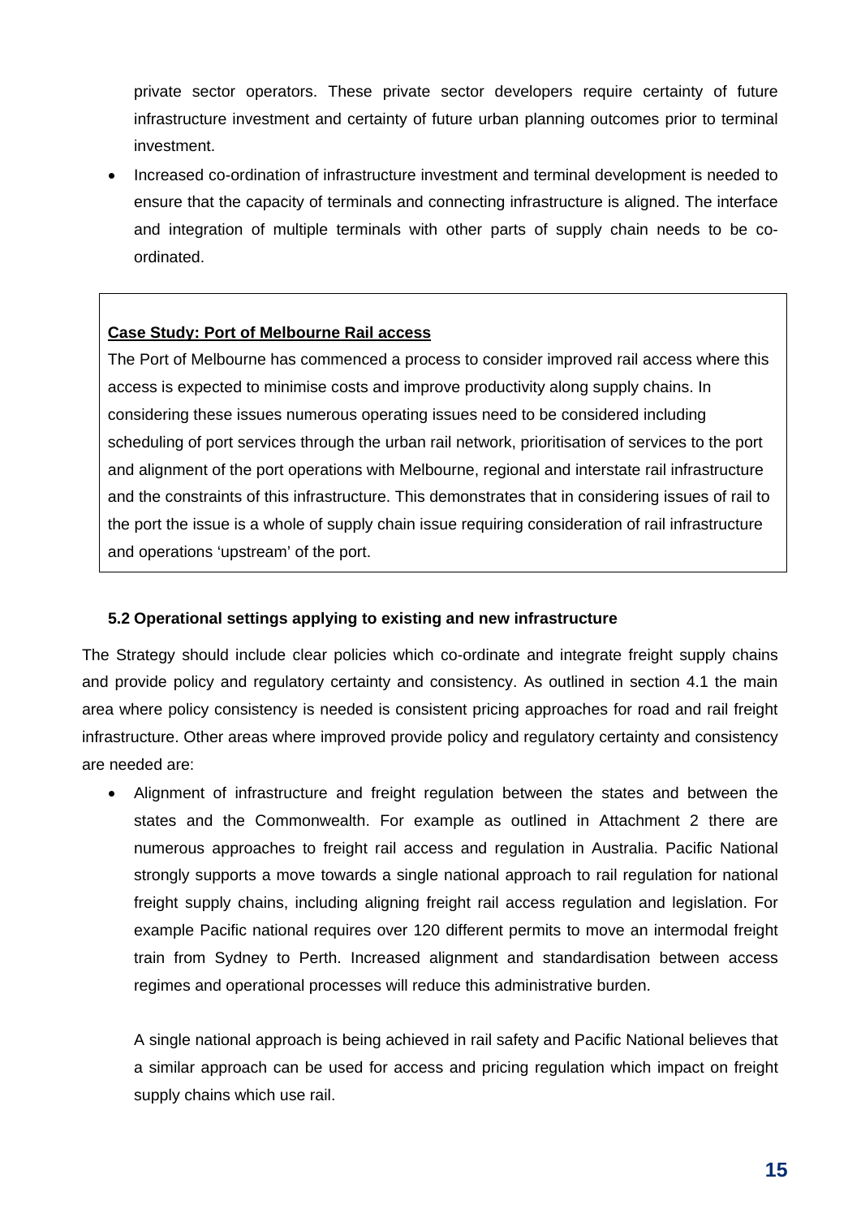private sector operators. These private sector developers require certainty of future infrastructure investment and certainty of future urban planning outcomes prior to terminal investment.

- Increased co-ordination of infrastructure investment and terminal development is needed to ensure that the capacity of terminals and connecting infrastructure is aligned. The interface and integration of multiple terminals with other parts of supply chain needs to be co-ordinated.

> **Case Study: Port of Melbourne Rail access**
>
> The Port of Melbourne has commenced a process to consider improved rail access where this access is expected to minimise costs and improve productivity along supply chains. In considering these issues numerous operating issues need to be considered including scheduling of port services through the urban rail network, prioritisation of services to the port and alignment of the port operations with Melbourne, regional and interstate rail infrastructure and the constraints of this infrastructure. This demonstrates that in considering issues of rail to the port the issue is a whole of supply chain issue requiring consideration of rail infrastructure and operations 'upstream' of the port.

### 5.2 Operational settings applying to existing and new infrastructure

The Strategy should include clear policies which co-ordinate and integrate freight supply chains and provide policy and regulatory certainty and consistency. As outlined in section 4.1 the main area where policy consistency is needed is consistent pricing approaches for road and rail freight infrastructure. Other areas where improved provide policy and regulatory certainty and consistency are needed are:

- Alignment of infrastructure and freight regulation between the states and between the states and the Commonwealth. For example as outlined in Attachment 2 there are numerous approaches to freight rail access and regulation in Australia. Pacific National strongly supports a move towards a single national approach to rail regulation for national freight supply chains, including aligning freight rail access regulation and legislation. For example Pacific national requires over 120 different permits to move an intermodal freight train from Sydney to Perth. Increased alignment and standardisation between access regimes and operational processes will reduce this administrative burden.

  A single national approach is being achieved in rail safety and Pacific National believes that a similar approach can be used for access and pricing regulation which impact on freight supply chains which use rail.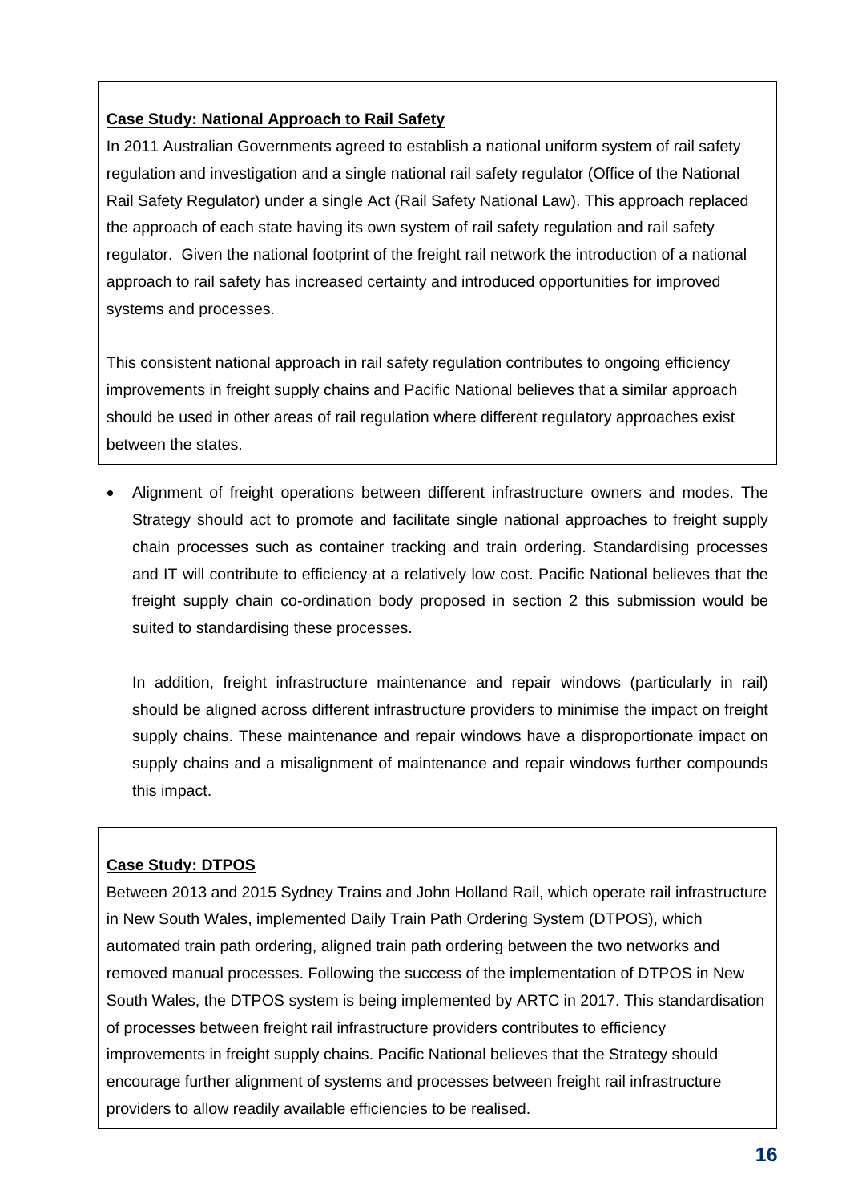**Case Study: National Approach to Rail Safety**

In 2011 Australian Governments agreed to establish a national uniform system of rail safety regulation and investigation and a single national rail safety regulator (Office of the National Rail Safety Regulator) under a single Act (Rail Safety National Law). This approach replaced the approach of each state having its own system of rail safety regulation and rail safety regulator. Given the national footprint of the freight rail network the introduction of a national approach to rail safety has increased certainty and introduced opportunities for improved systems and processes.

This consistent national approach in rail safety regulation contributes to ongoing efficiency improvements in freight supply chains and Pacific National believes that a similar approach should be used in other areas of rail regulation where different regulatory approaches exist between the states.

- Alignment of freight operations between different infrastructure owners and modes. The Strategy should act to promote and facilitate single national approaches to freight supply chain processes such as container tracking and train ordering. Standardising processes and IT will contribute to efficiency at a relatively low cost. Pacific National believes that the freight supply chain co-ordination body proposed in section 2 this submission would be suited to standardising these processes.

  In addition, freight infrastructure maintenance and repair windows (particularly in rail) should be aligned across different infrastructure providers to minimise the impact on freight supply chains. These maintenance and repair windows have a disproportionate impact on supply chains and a misalignment of maintenance and repair windows further compounds this impact.

**Case Study: DTPOS**

Between 2013 and 2015 Sydney Trains and John Holland Rail, which operate rail infrastructure in New South Wales, implemented Daily Train Path Ordering System (DTPOS), which automated train path ordering, aligned train path ordering between the two networks and removed manual processes. Following the success of the implementation of DTPOS in New South Wales, the DTPOS system is being implemented by ARTC in 2017. This standardisation of processes between freight rail infrastructure providers contributes to efficiency improvements in freight supply chains. Pacific National believes that the Strategy should encourage further alignment of systems and processes between freight rail infrastructure providers to allow readily available efficiencies to be realised.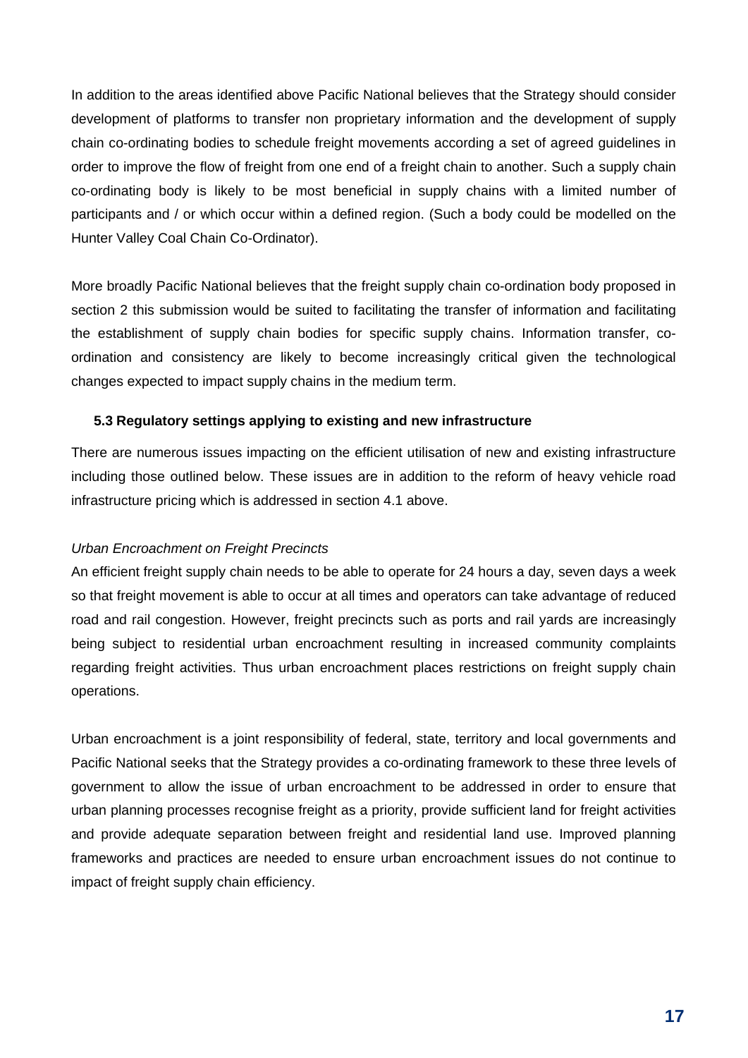In addition to the areas identified above Pacific National believes that the Strategy should consider development of platforms to transfer non proprietary information and the development of supply chain co-ordinating bodies to schedule freight movements according a set of agreed guidelines in order to improve the flow of freight from one end of a freight chain to another. Such a supply chain co-ordinating body is likely to be most beneficial in supply chains with a limited number of participants and / or which occur within a defined region. (Such a body could be modelled on the Hunter Valley Coal Chain Co-Ordinator).

More broadly Pacific National believes that the freight supply chain co-ordination body proposed in section 2 this submission would be suited to facilitating the transfer of information and facilitating the establishment of supply chain bodies for specific supply chains. Information transfer, co-ordination and consistency are likely to become increasingly critical given the technological changes expected to impact supply chains in the medium term.

### 5.3 Regulatory settings applying to existing and new infrastructure

There are numerous issues impacting on the efficient utilisation of new and existing infrastructure including those outlined below. These issues are in addition to the reform of heavy vehicle road infrastructure pricing which is addressed in section 4.1 above.

*Urban Encroachment on Freight Precincts*

An efficient freight supply chain needs to be able to operate for 24 hours a day, seven days a week so that freight movement is able to occur at all times and operators can take advantage of reduced road and rail congestion. However, freight precincts such as ports and rail yards are increasingly being subject to residential urban encroachment resulting in increased community complaints regarding freight activities. Thus urban encroachment places restrictions on freight supply chain operations.

Urban encroachment is a joint responsibility of federal, state, territory and local governments and Pacific National seeks that the Strategy provides a co-ordinating framework to these three levels of government to allow the issue of urban encroachment to be addressed in order to ensure that urban planning processes recognise freight as a priority, provide sufficient land for freight activities and provide adequate separation between freight and residential land use. Improved planning frameworks and practices are needed to ensure urban encroachment issues do not continue to impact of freight supply chain efficiency.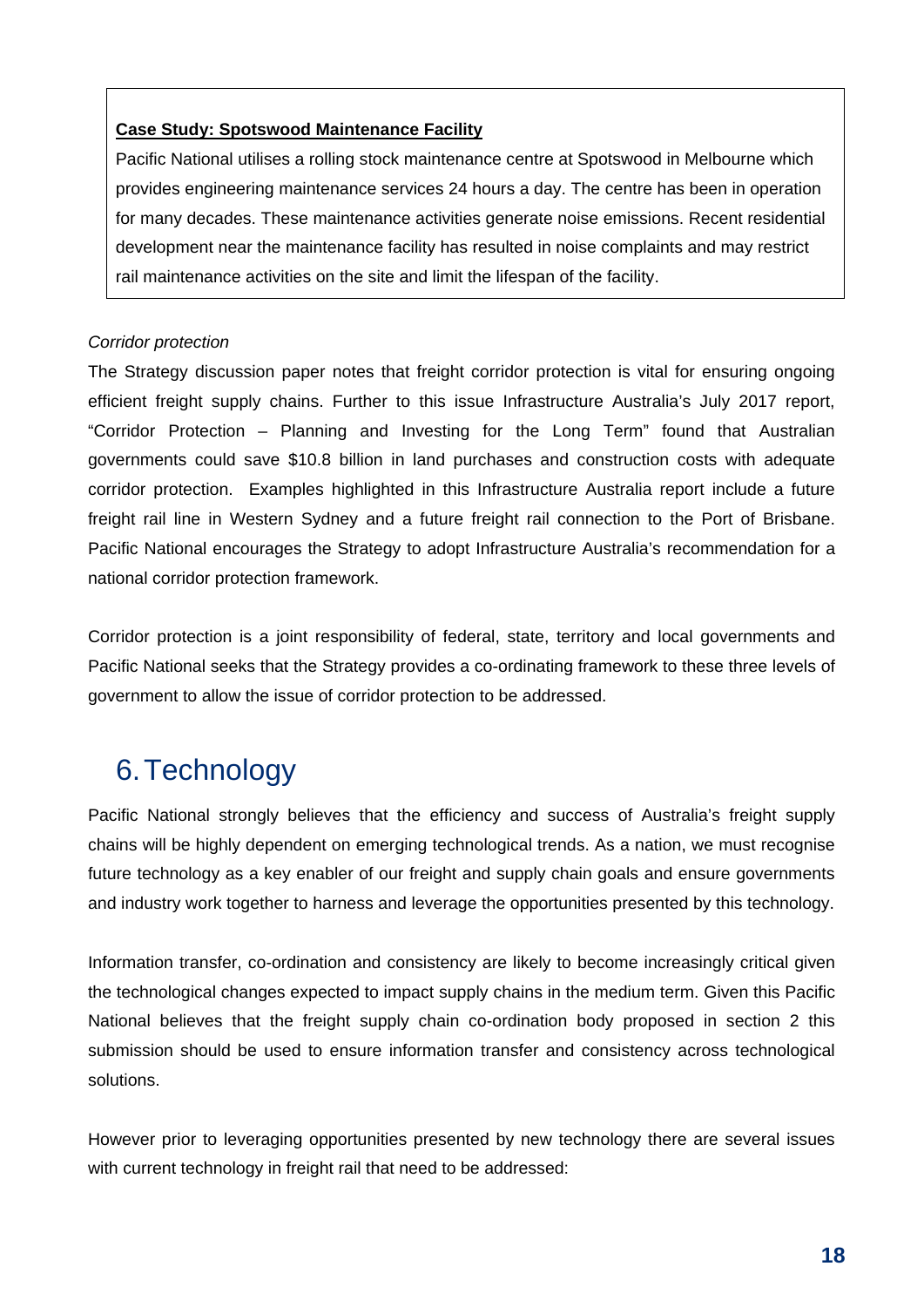> **Case Study: Spotswood Maintenance Facility**
>
> Pacific National utilises a rolling stock maintenance centre at Spotswood in Melbourne which provides engineering maintenance services 24 hours a day. The centre has been in operation for many decades. These maintenance activities generate noise emissions. Recent residential development near the maintenance facility has resulted in noise complaints and may restrict rail maintenance activities on the site and limit the lifespan of the facility.

*Corridor protection*

The Strategy discussion paper notes that freight corridor protection is vital for ensuring ongoing efficient freight supply chains. Further to this issue Infrastructure Australia's July 2017 report, "Corridor Protection – Planning and Investing for the Long Term" found that Australian governments could save $10.8 billion in land purchases and construction costs with adequate corridor protection. Examples highlighted in this Infrastructure Australia report include a future freight rail line in Western Sydney and a future freight rail connection to the Port of Brisbane. Pacific National encourages the Strategy to adopt Infrastructure Australia's recommendation for a national corridor protection framework.

Corridor protection is a joint responsibility of federal, state, territory and local governments and Pacific National seeks that the Strategy provides a co-ordinating framework to these three levels of government to allow the issue of corridor protection to be addressed.

# 6. Technology

Pacific National strongly believes that the efficiency and success of Australia's freight supply chains will be highly dependent on emerging technological trends. As a nation, we must recognise future technology as a key enabler of our freight and supply chain goals and ensure governments and industry work together to harness and leverage the opportunities presented by this technology.

Information transfer, co-ordination and consistency are likely to become increasingly critical given the technological changes expected to impact supply chains in the medium term. Given this Pacific National believes that the freight supply chain co-ordination body proposed in section 2 this submission should be used to ensure information transfer and consistency across technological solutions.

However prior to leveraging opportunities presented by new technology there are several issues with current technology in freight rail that need to be addressed: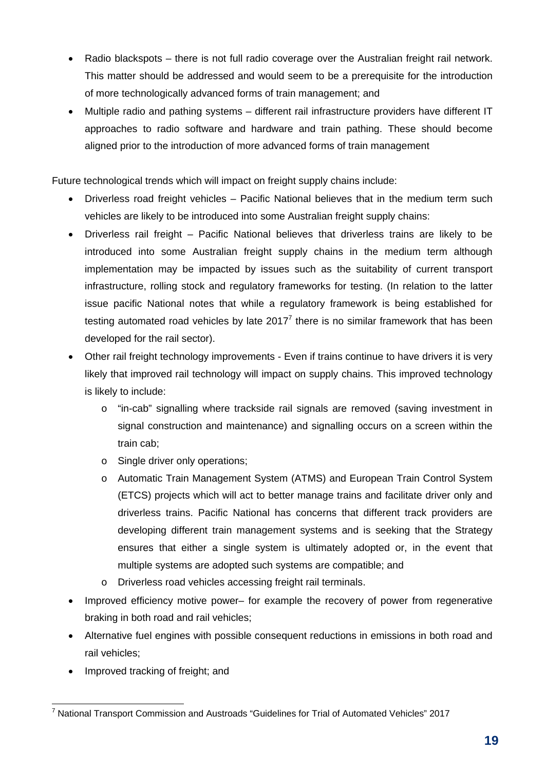- Radio blackspots – there is not full radio coverage over the Australian freight rail network. This matter should be addressed and would seem to be a prerequisite for the introduction of more technologically advanced forms of train management; and
- Multiple radio and pathing systems – different rail infrastructure providers have different IT approaches to radio software and hardware and train pathing. These should become aligned prior to the introduction of more advanced forms of train management

Future technological trends which will impact on freight supply chains include:

- Driverless road freight vehicles – Pacific National believes that in the medium term such vehicles are likely to be introduced into some Australian freight supply chains:
- Driverless rail freight – Pacific National believes that driverless trains are likely to be introduced into some Australian freight supply chains in the medium term although implementation may be impacted by issues such as the suitability of current transport infrastructure, rolling stock and regulatory frameworks for testing. (In relation to the latter issue pacific National notes that while a regulatory framework is being established for testing automated road vehicles by late 2017[7] there is no similar framework that has been developed for the rail sector).
- Other rail freight technology improvements - Even if trains continue to have drivers it is very likely that improved rail technology will impact on supply chains. This improved technology is likely to include:
  - "in-cab" signalling where trackside rail signals are removed (saving investment in signal construction and maintenance) and signalling occurs on a screen within the train cab;
  - Single driver only operations;
  - Automatic Train Management System (ATMS) and European Train Control System (ETCS) projects which will act to better manage trains and facilitate driver only and driverless trains. Pacific National has concerns that different track providers are developing different train management systems and is seeking that the Strategy ensures that either a single system is ultimately adopted or, in the event that multiple systems are adopted such systems are compatible; and
  - Driverless road vehicles accessing freight rail terminals.
- Improved efficiency motive power– for example the recovery of power from regenerative braking in both road and rail vehicles;
- Alternative fuel engines with possible consequent reductions in emissions in both road and rail vehicles;
- Improved tracking of freight; and

[7] National Transport Commission and Austroads "Guidelines for Trial of Automated Vehicles" 2017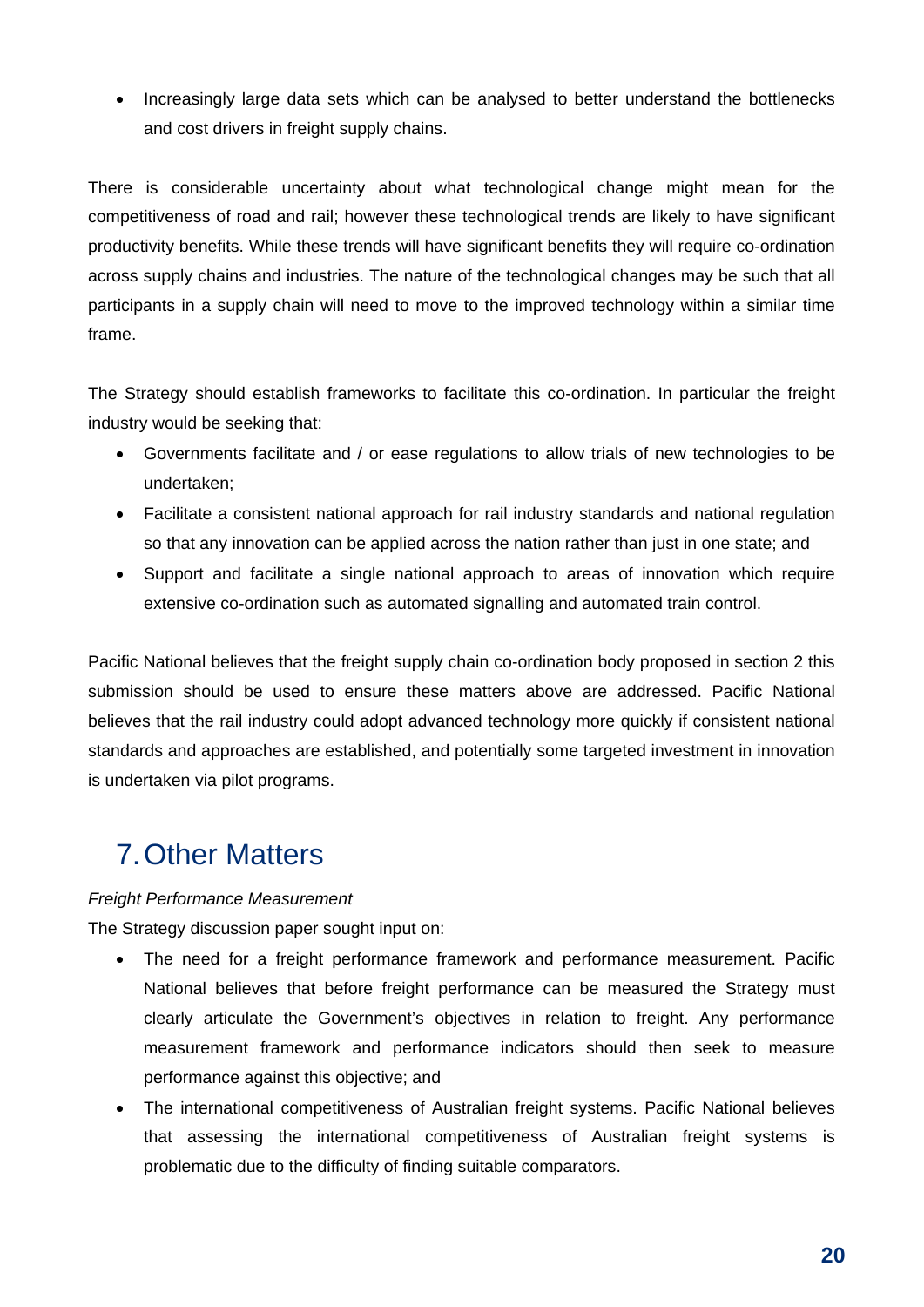- Increasingly large data sets which can be analysed to better understand the bottlenecks and cost drivers in freight supply chains.

There is considerable uncertainty about what technological change might mean for the competitiveness of road and rail; however these technological trends are likely to have significant productivity benefits. While these trends will have significant benefits they will require co-ordination across supply chains and industries. The nature of the technological changes may be such that all participants in a supply chain will need to move to the improved technology within a similar time frame.

The Strategy should establish frameworks to facilitate this co-ordination. In particular the freight industry would be seeking that:

- Governments facilitate and / or ease regulations to allow trials of new technologies to be undertaken;
- Facilitate a consistent national approach for rail industry standards and national regulation so that any innovation can be applied across the nation rather than just in one state; and
- Support and facilitate a single national approach to areas of innovation which require extensive co-ordination such as automated signalling and automated train control.

Pacific National believes that the freight supply chain co-ordination body proposed in section 2 this submission should be used to ensure these matters above are addressed. Pacific National believes that the rail industry could adopt advanced technology more quickly if consistent national standards and approaches are established, and potentially some targeted investment in innovation is undertaken via pilot programs.

# 7. Other Matters

*Freight Performance Measurement*

The Strategy discussion paper sought input on:

- The need for a freight performance framework and performance measurement. Pacific National believes that before freight performance can be measured the Strategy must clearly articulate the Government's objectives in relation to freight. Any performance measurement framework and performance indicators should then seek to measure performance against this objective; and
- The international competitiveness of Australian freight systems. Pacific National believes that assessing the international competitiveness of Australian freight systems is problematic due to the difficulty of finding suitable comparators.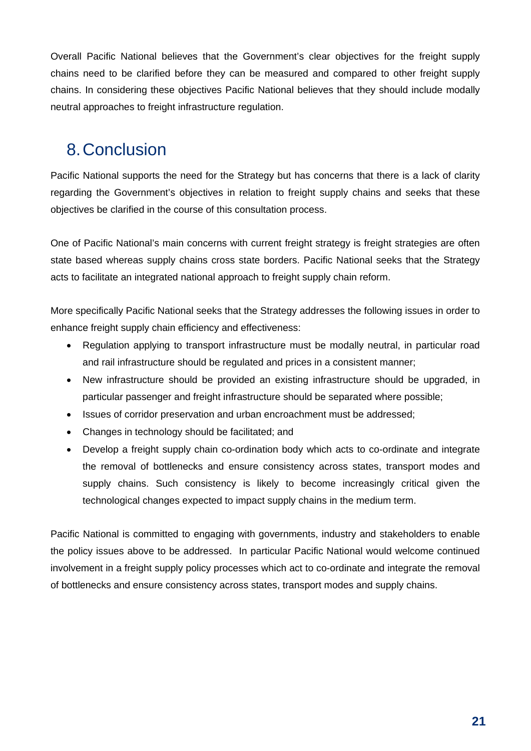Overall Pacific National believes that the Government's clear objectives for the freight supply chains need to be clarified before they can be measured and compared to other freight supply chains. In considering these objectives Pacific National believes that they should include modally neutral approaches to freight infrastructure regulation.

# 8. Conclusion

Pacific National supports the need for the Strategy but has concerns that there is a lack of clarity regarding the Government's objectives in relation to freight supply chains and seeks that these objectives be clarified in the course of this consultation process.

One of Pacific National's main concerns with current freight strategy is freight strategies are often state based whereas supply chains cross state borders. Pacific National seeks that the Strategy acts to facilitate an integrated national approach to freight supply chain reform.

More specifically Pacific National seeks that the Strategy addresses the following issues in order to enhance freight supply chain efficiency and effectiveness:

- Regulation applying to transport infrastructure must be modally neutral, in particular road and rail infrastructure should be regulated and prices in a consistent manner;
- New infrastructure should be provided an existing infrastructure should be upgraded, in particular passenger and freight infrastructure should be separated where possible;
- Issues of corridor preservation and urban encroachment must be addressed;
- Changes in technology should be facilitated; and
- Develop a freight supply chain co-ordination body which acts to co-ordinate and integrate the removal of bottlenecks and ensure consistency across states, transport modes and supply chains. Such consistency is likely to become increasingly critical given the technological changes expected to impact supply chains in the medium term.

Pacific National is committed to engaging with governments, industry and stakeholders to enable the policy issues above to be addressed. In particular Pacific National would welcome continued involvement in a freight supply policy processes which act to co-ordinate and integrate the removal of bottlenecks and ensure consistency across states, transport modes and supply chains.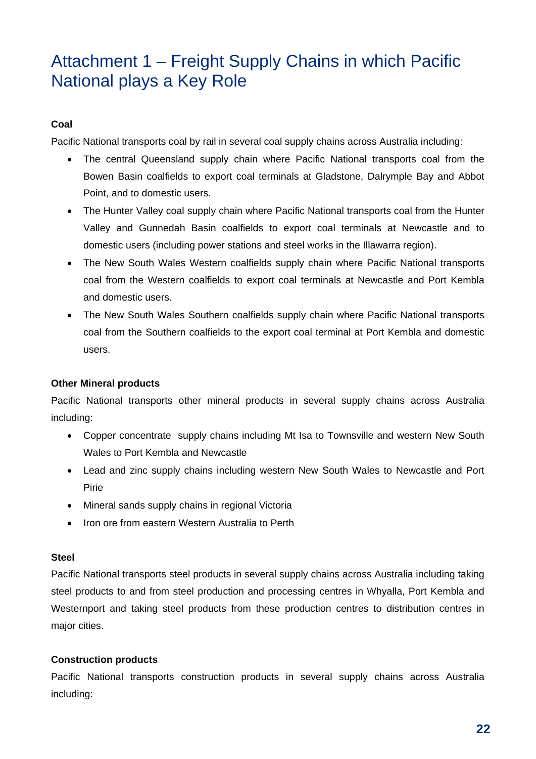# Attachment 1 – Freight Supply Chains in which Pacific National plays a Key Role

**Coal**

Pacific National transports coal by rail in several coal supply chains across Australia including:

- The central Queensland supply chain where Pacific National transports coal from the Bowen Basin coalfields to export coal terminals at Gladstone, Dalrymple Bay and Abbot Point, and to domestic users.
- The Hunter Valley coal supply chain where Pacific National transports coal from the Hunter Valley and Gunnedah Basin coalfields to export coal terminals at Newcastle and to domestic users (including power stations and steel works in the Illawarra region).
- The New South Wales Western coalfields supply chain where Pacific National transports coal from the Western coalfields to export coal terminals at Newcastle and Port Kembla and domestic users.
- The New South Wales Southern coalfields supply chain where Pacific National transports coal from the Southern coalfields to the export coal terminal at Port Kembla and domestic users.

**Other Mineral products**

Pacific National transports other mineral products in several supply chains across Australia including:

- Copper concentrate supply chains including Mt Isa to Townsville and western New South Wales to Port Kembla and Newcastle
- Lead and zinc supply chains including western New South Wales to Newcastle and Port Pirie
- Mineral sands supply chains in regional Victoria
- Iron ore from eastern Western Australia to Perth

**Steel**

Pacific National transports steel products in several supply chains across Australia including taking steel products to and from steel production and processing centres in Whyalla, Port Kembla and Westernport and taking steel products from these production centres to distribution centres in major cities.

**Construction products**

Pacific National transports construction products in several supply chains across Australia including: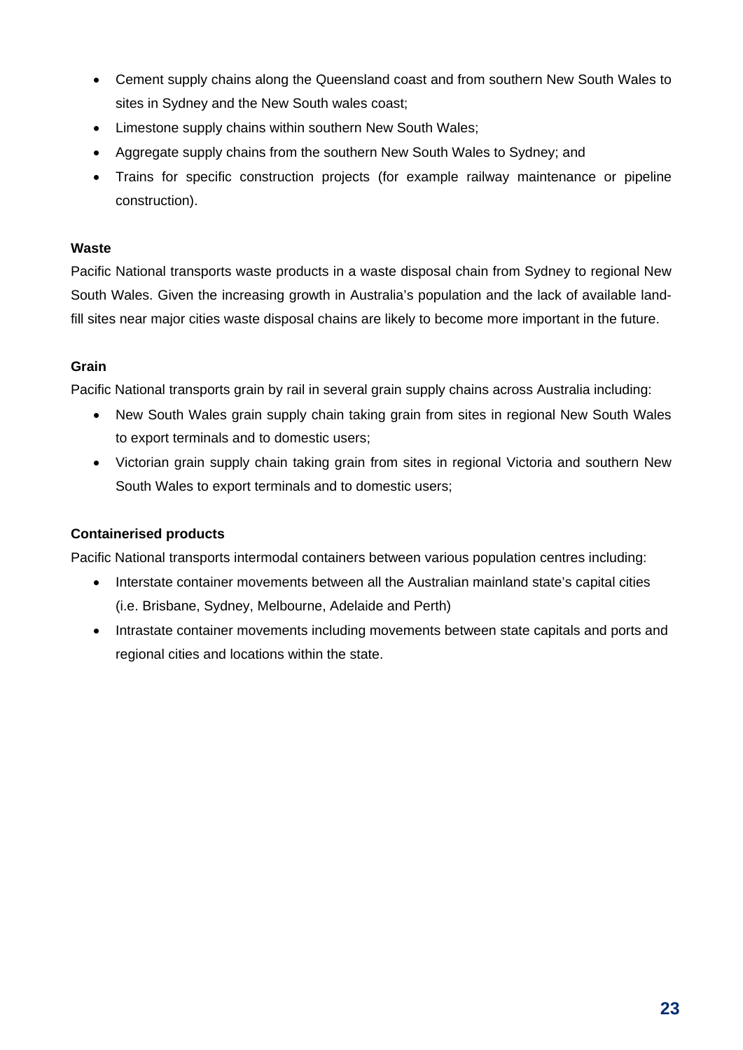- Cement supply chains along the Queensland coast and from southern New South Wales to sites in Sydney and the New South wales coast;
- Limestone supply chains within southern New South Wales;
- Aggregate supply chains from the southern New South Wales to Sydney; and
- Trains for specific construction projects (for example railway maintenance or pipeline construction).

**Waste**

Pacific National transports waste products in a waste disposal chain from Sydney to regional New South Wales. Given the increasing growth in Australia's population and the lack of available land-fill sites near major cities waste disposal chains are likely to become more important in the future.

**Grain**

Pacific National transports grain by rail in several grain supply chains across Australia including:

- New South Wales grain supply chain taking grain from sites in regional New South Wales to export terminals and to domestic users;
- Victorian grain supply chain taking grain from sites in regional Victoria and southern New South Wales to export terminals and to domestic users;

**Containerised products**

Pacific National transports intermodal containers between various population centres including:

- Interstate container movements between all the Australian mainland state's capital cities (i.e. Brisbane, Sydney, Melbourne, Adelaide and Perth)
- Intrastate container movements including movements between state capitals and ports and regional cities and locations within the state.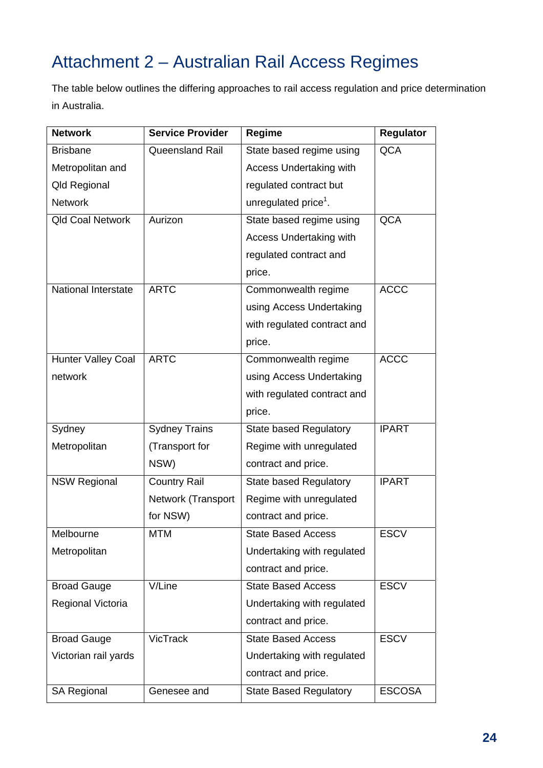# Attachment 2 – Australian Rail Access Regimes

The table below outlines the differing approaches to rail access regulation and price determination in Australia.

| Network | Service Provider | Regime | Regulator |
|---|---|---|---|
| Brisbane Metropolitan and Qld Regional Network | Queensland Rail | State based regime using Access Undertaking with regulated contract but unregulated price[1]. | QCA |
| Qld Coal Network | Aurizon | State based regime using Access Undertaking with regulated contract and price. | QCA |
| National Interstate | ARTC | Commonwealth regime using Access Undertaking with regulated contract and price. | ACCC |
| Hunter Valley Coal network | ARTC | Commonwealth regime using Access Undertaking with regulated contract and price. | ACCC |
| Sydney Metropolitan | Sydney Trains (Transport for NSW) | State based Regulatory Regime with unregulated contract and price. | IPART |
| NSW Regional | Country Rail Network (Transport for NSW) | State based Regulatory Regime with unregulated contract and price. | IPART |
| Melbourne Metropolitan | MTM | State Based Access Undertaking with regulated contract and price. | ESCV |
| Broad Gauge Regional Victoria | V/Line | State Based Access Undertaking with regulated contract and price. | ESCV |
| Broad Gauge Victorian rail yards | VicTrack | State Based Access Undertaking with regulated contract and price. | ESCV |
| SA Regional | Genesee and | State Based Regulatory | ESCOSA |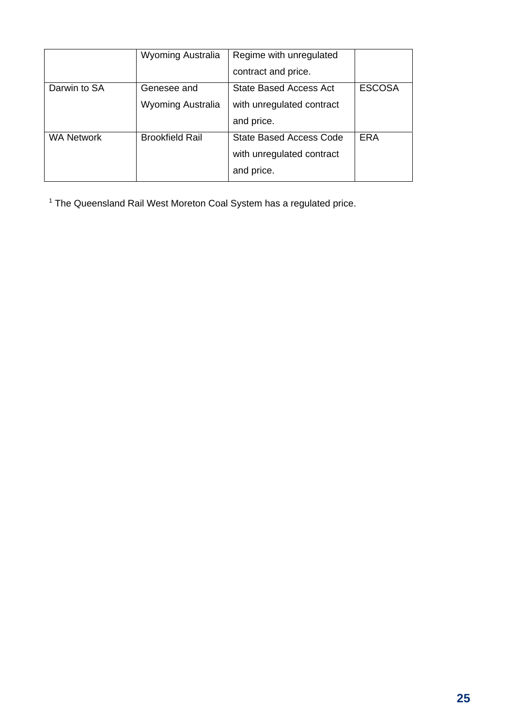| | | | |
|---|---|---|---|
| | Wyoming Australia | Regime with unregulated contract and price. | |
| Darwin to SA | Genesee and Wyoming Australia | State Based Access Act with unregulated contract and price. | ESCOSA |
| WA Network | Brookfield Rail | State Based Access Code with unregulated contract and price. | ERA |

[1] The Queensland Rail West Moreton Coal System has a regulated price.